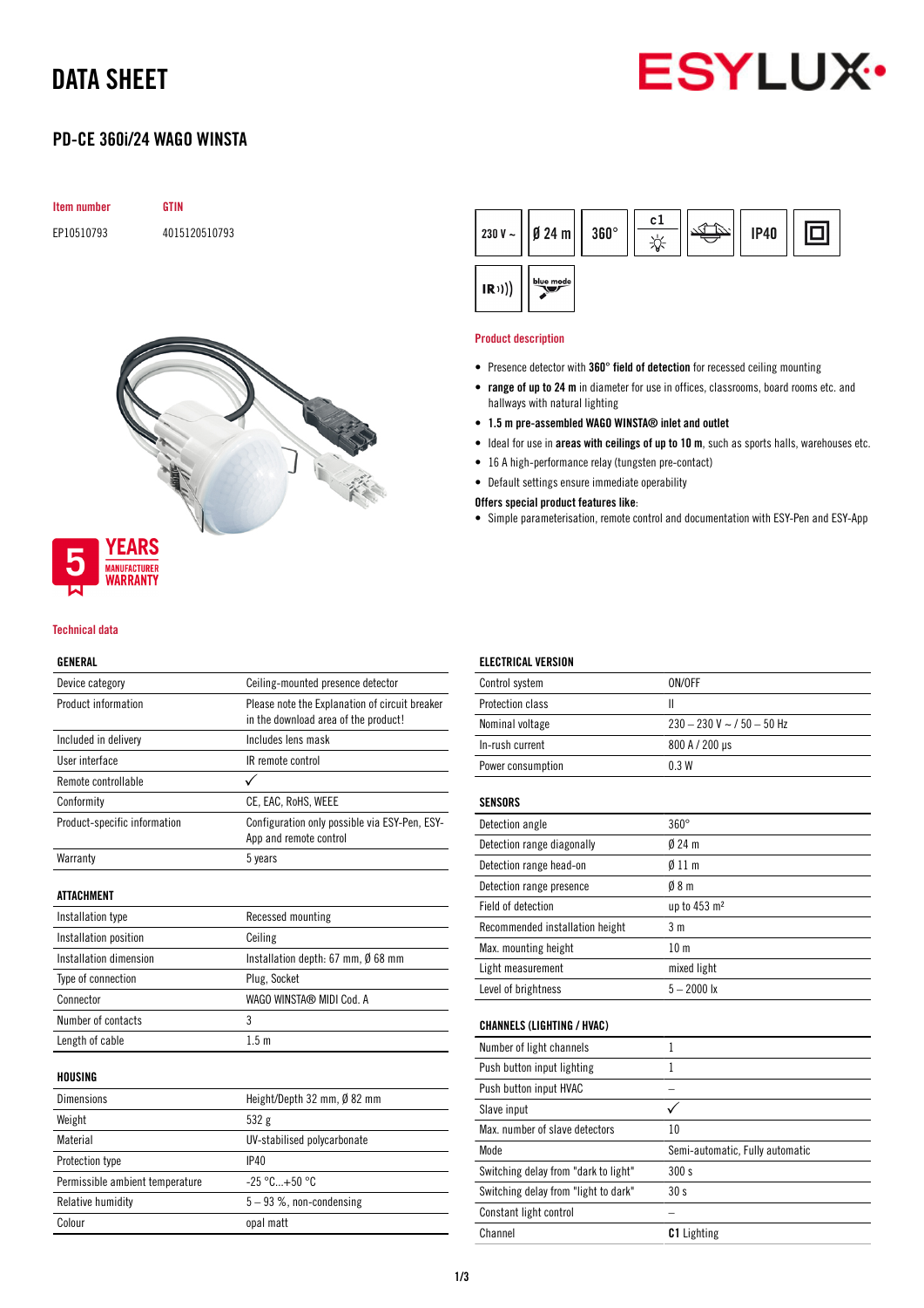# DATA SHEET

## PD-CE 360i/24 WAGO WINSTA

| Item number | GTIN |
|---|---|
| EP10510793 | 4015120510793 |

230 V ~ | Ø 24 m | 360° | c1 | IP40

5 YEARS MANUFACTURER WARRANTY

### Product description

- Presence detector with **360° field of detection** for recessed ceiling mounting
- **range of up to 24 m** in diameter for use in offices, classrooms, board rooms etc. and hallways with natural lighting
- **1.5 m pre-assembled WAGO WINSTA® inlet and outlet**
- Ideal for use in **areas with ceilings of up to 10 m**, such as sports halls, warehouses etc.
- 16 A high-performance relay (tungsten pre-contact)
- Default settings ensure immediate operability

**Offers special product features like**:

- Simple parameterisation, remote control and documentation with ESY-Pen and ESY-App

### Technical data

#### GENERAL

| | |
|---|---|
| Device category | Ceiling-mounted presence detector |
| Product information | Please note the Explanation of circuit breaker in the download area of the product! |
| Included in delivery | Includes lens mask |
| User interface | IR remote control |
| Remote controllable | ✓ |
| Conformity | CE, EAC, RoHS, WEEE |
| Product-specific information | Configuration only possible via ESY-Pen, ESY-App and remote control |
| Warranty | 5 years |

#### ATTACHMENT

| | |
|---|---|
| Installation type | Recessed mounting |
| Installation position | Ceiling |
| Installation dimension | Installation depth: 67 mm, Ø 68 mm |
| Type of connection | Plug, Socket |
| Connector | WAGO WINSTA® MIDI Cod. A |
| Number of contacts | 3 |
| Length of cable | 1.5 m |

#### HOUSING

| | |
|---|---|
| Dimensions | Height/Depth 32 mm, Ø 82 mm |
| Weight | 532 g |
| Material | UV-stabilised polycarbonate |
| Protection type | IP40 |
| Permissible ambient temperature | -25 °C...+50 °C |
| Relative humidity | 5 – 93 %, non-condensing |
| Colour | opal matt |

#### ELECTRICAL VERSION

| | |
|---|---|
| Control system | ON/OFF |
| Protection class | II |
| Nominal voltage | 230 – 230 V ~ / 50 – 50 Hz |
| In-rush current | 800 A / 200 µs |
| Power consumption | 0.3 W |

#### SENSORS

| | |
|---|---|
| Detection angle | 360° |
| Detection range diagonally | Ø 24 m |
| Detection range head-on | Ø 11 m |
| Detection range presence | Ø 8 m |
| Field of detection | up to 453 m² |
| Recommended installation height | 3 m |
| Max. mounting height | 10 m |
| Light measurement | mixed light |
| Level of brightness | 5 – 2000 lx |

#### CHANNELS (LIGHTING / HVAC)

| | |
|---|---|
| Number of light channels | 1 |
| Push button input lighting | 1 |
| Push button input HVAC | – |
| Slave input | ✓ |
| Max. number of slave detectors | 10 |
| Mode | Semi-automatic, Fully automatic |
| Switching delay from "dark to light" | 300 s |
| Switching delay from "light to dark" | 30 s |
| Constant light control | – |
| Channel | **C1** Lighting |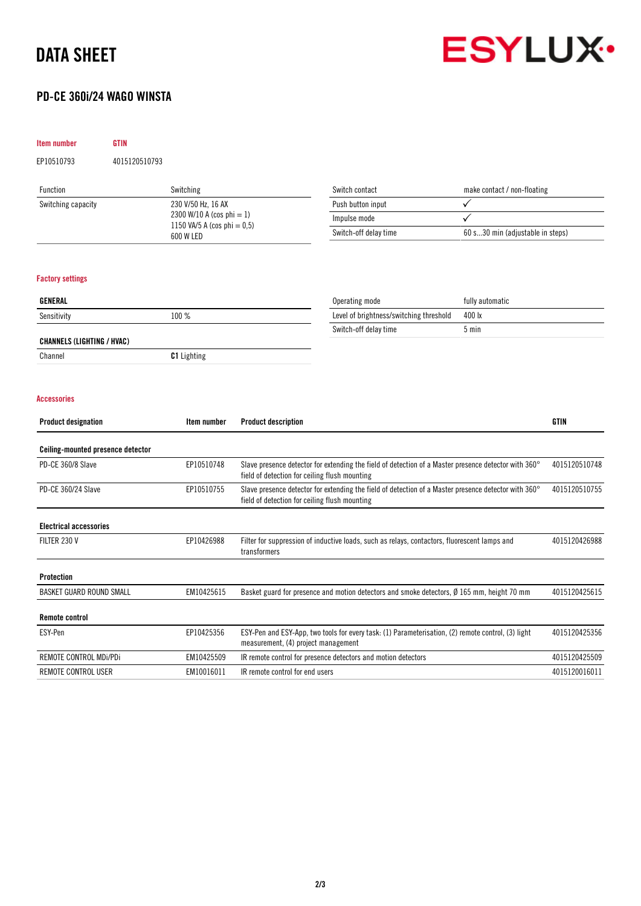# DATA SHEET

ESYLUX

## PD-CE 360i/24 WAGO WINSTA

| Item number | GTIN |
|---|---|
| EP10510793 | 4015120510793 |

| | |
|---|---|
| Function | Switching |
| Switching capacity | 230 V/50 Hz, 16 AX<br>2300 W/10 A (cos phi = 1)<br>1150 VA/5 A (cos phi = 0,5)<br>600 W LED |

| | |
|---|---|
| Switch contact | make contact / non-floating |
| Push button input | ✓ |
| Impulse mode | ✓ |
| Switch-off delay time | 60 s...30 min (adjustable in steps) |

### Factory settings

**GENERAL**

| | |
|---|---|
| Sensitivity | 100 % |

**CHANNELS (LIGHTING / HVAC)**

| | |
|---|---|
| Channel | **C1** Lighting |

| | |
|---|---|
| Operating mode | fully automatic |
| Level of brightness/switching threshold | 400 lx |
| Switch-off delay time | 5 min |

### Accessories

| Product designation | Item number | Product description | GTIN |
|---|---|---|---|
| **Ceiling-mounted presence detector** | | | |
| PD-CE 360/8 Slave | EP10510748 | Slave presence detector for extending the field of detection of a Master presence detector with 360° field of detection for ceiling flush mounting | 4015120510748 |
| PD-CE 360/24 Slave | EP10510755 | Slave presence detector for extending the field of detection of a Master presence detector with 360° field of detection for ceiling flush mounting | 4015120510755 |
| **Electrical accessories** | | | |
| FILTER 230 V | EP10426988 | Filter for suppression of inductive loads, such as relays, contactors, fluorescent lamps and transformers | 4015120426988 |
| **Protection** | | | |
| BASKET GUARD ROUND SMALL | EM10425615 | Basket guard for presence and motion detectors and smoke detectors, Ø 165 mm, height 70 mm | 4015120425615 |
| **Remote control** | | | |
| ESY-Pen | EP10425356 | ESY-Pen and ESY-App, two tools for every task: (1) Parameterisation, (2) remote control, (3) light measurement, (4) project management | 4015120425356 |
| REMOTE CONTROL MDi/PDi | EM10425509 | IR remote control for presence detectors and motion detectors | 4015120425509 |
| REMOTE CONTROL USER | EM10016011 | IR remote control for end users | 4015120016011 |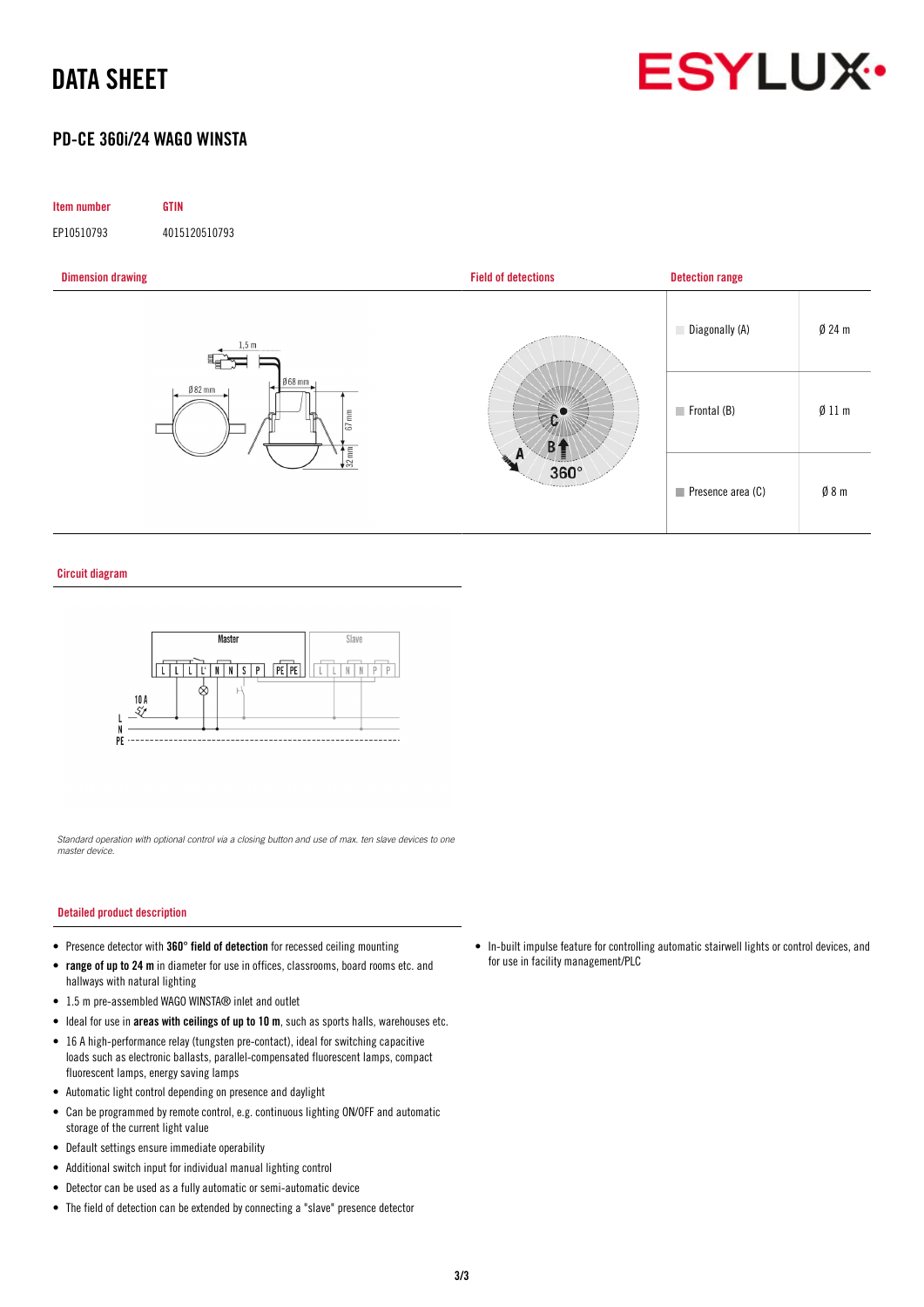# DATA SHEET

ESYLUX

## PD-CE 360i/24 WAGO WINSTA

| Item number | GTIN |
| --- | --- |
| EP10510793 | 4015120510793 |

### Dimension drawing

1,5 m
Ø 82 mm
Ø 68 mm
67 mm
32 mm

### Field of detections

A
B
C
360°

### Detection range

| | |
| --- | --- |
| Diagonally (A) | Ø 24 m |
| Frontal (B) | Ø 11 m |
| Presence area (C) | Ø 8 m |

### Circuit diagram

Master
Slave
L L L L' N N S P PE PE
L L N N P P
10 A
L
N
PE

*Standard operation with optional control via a closing button and use of max. ten slave devices to one master device.*

### Detailed product description

- Presence detector with **360° field of detection** for recessed ceiling mounting
- **range of up to 24 m** in diameter for use in offices, classrooms, board rooms etc. and hallways with natural lighting
- 1.5 m pre-assembled WAGO WINSTA® inlet and outlet
- Ideal for use in **areas with ceilings of up to 10 m**, such as sports halls, warehouses etc.
- 16 A high-performance relay (tungsten pre-contact), ideal for switching capacitive loads such as electronic ballasts, parallel-compensated fluorescent lamps, compact fluorescent lamps, energy saving lamps
- Automatic light control depending on presence and daylight
- Can be programmed by remote control, e.g. continuous lighting ON/OFF and automatic storage of the current light value
- Default settings ensure immediate operability
- Additional switch input for individual manual lighting control
- Detector can be used as a fully automatic or semi-automatic device
- The field of detection can be extended by connecting a "slave" presence detector
- In-built impulse feature for controlling automatic stairwell lights or control devices, and for use in facility management/PLC